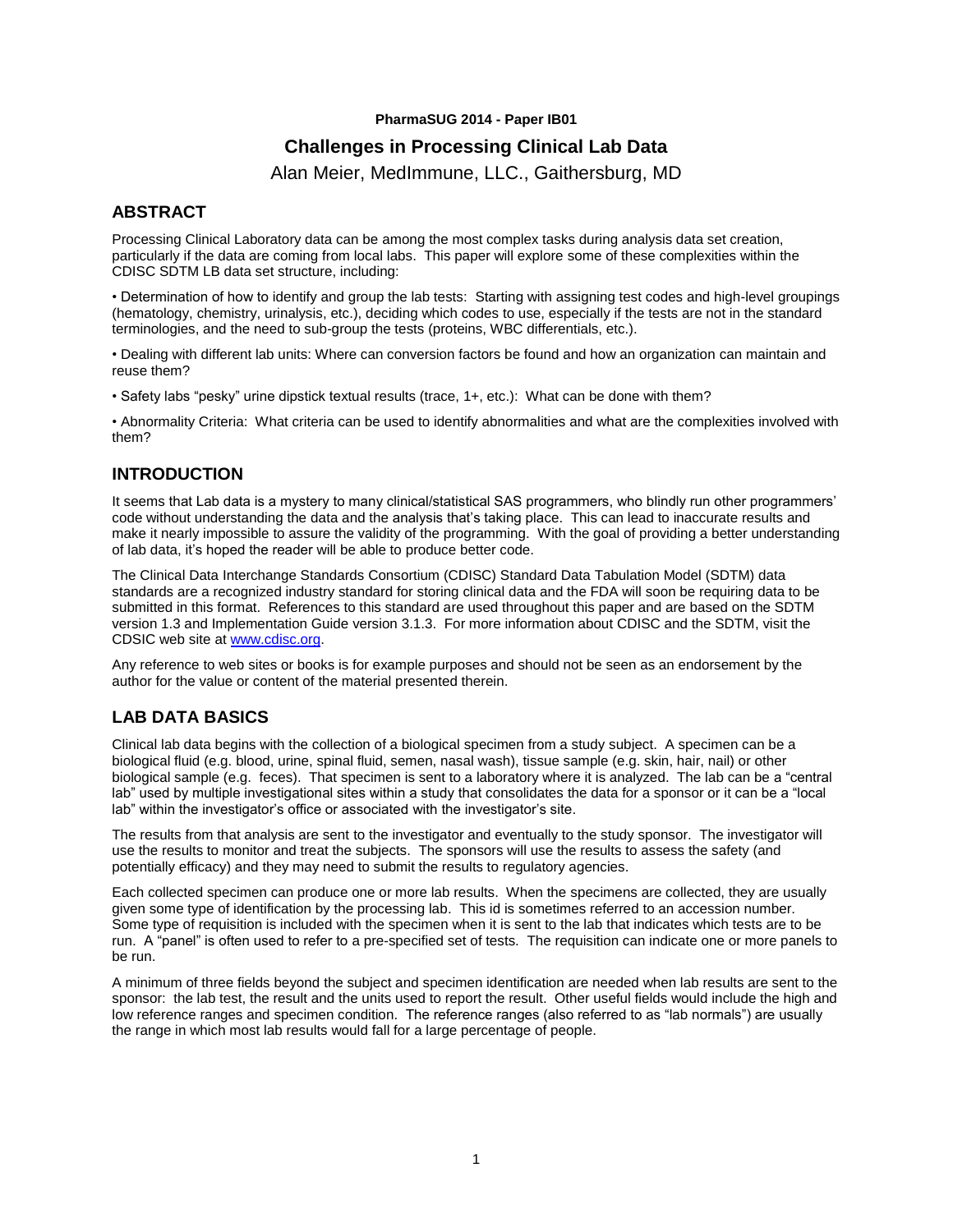**PharmaSUG 2014 - Paper IB01**

# Challenges in Processing Clinical Lab Data

Alan Meier, MedImmune, LLC., Gaithersburg, MD

## ABSTRACT

Processing Clinical Laboratory data can be among the most complex tasks during analysis data set creation, particularly if the data are coming from local labs. This paper will explore some of these complexities within the CDISC SDTM LB data set structure, including:

• Determination of how to identify and group the lab tests: Starting with assigning test codes and high-level groupings (hematology, chemistry, urinalysis, etc.), deciding which codes to use, especially if the tests are not in the standard terminologies, and the need to sub-group the tests (proteins, WBC differentials, etc.).

• Dealing with different lab units: Where can conversion factors be found and how an organization can maintain and reuse them?

• Safety labs "pesky" urine dipstick textual results (trace, 1+, etc.): What can be done with them?

• Abnormality Criteria: What criteria can be used to identify abnormalities and what are the complexities involved with them?

## INTRODUCTION

It seems that Lab data is a mystery to many clinical/statistical SAS programmers, who blindly run other programmers' code without understanding the data and the analysis that's taking place. This can lead to inaccurate results and make it nearly impossible to assure the validity of the programming. With the goal of providing a better understanding of lab data, it's hoped the reader will be able to produce better code.

The Clinical Data Interchange Standards Consortium (CDISC) Standard Data Tabulation Model (SDTM) data standards are a recognized industry standard for storing clinical data and the FDA will soon be requiring data to be submitted in this format. References to this standard are used throughout this paper and are based on the SDTM version 1.3 and Implementation Guide version 3.1.3. For more information about CDISC and the SDTM, visit the CDSIC web site at www.cdisc.org.

Any reference to web sites or books is for example purposes and should not be seen as an endorsement by the author for the value or content of the material presented therein.

## LAB DATA BASICS

Clinical lab data begins with the collection of a biological specimen from a study subject. A specimen can be a biological fluid (e.g. blood, urine, spinal fluid, semen, nasal wash), tissue sample (e.g. skin, hair, nail) or other biological sample (e.g. feces). That specimen is sent to a laboratory where it is analyzed. The lab can be a "central lab" used by multiple investigational sites within a study that consolidates the data for a sponsor or it can be a "local lab" within the investigator's office or associated with the investigator's site.

The results from that analysis are sent to the investigator and eventually to the study sponsor. The investigator will use the results to monitor and treat the subjects. The sponsors will use the results to assess the safety (and potentially efficacy) and they may need to submit the results to regulatory agencies.

Each collected specimen can produce one or more lab results. When the specimens are collected, they are usually given some type of identification by the processing lab. This id is sometimes referred to an accession number. Some type of requisition is included with the specimen when it is sent to the lab that indicates which tests are to be run. A "panel" is often used to refer to a pre-specified set of tests. The requisition can indicate one or more panels to be run.

A minimum of three fields beyond the subject and specimen identification are needed when lab results are sent to the sponsor: the lab test, the result and the units used to report the result. Other useful fields would include the high and low reference ranges and specimen condition. The reference ranges (also referred to as "lab normals") are usually the range in which most lab results would fall for a large percentage of people.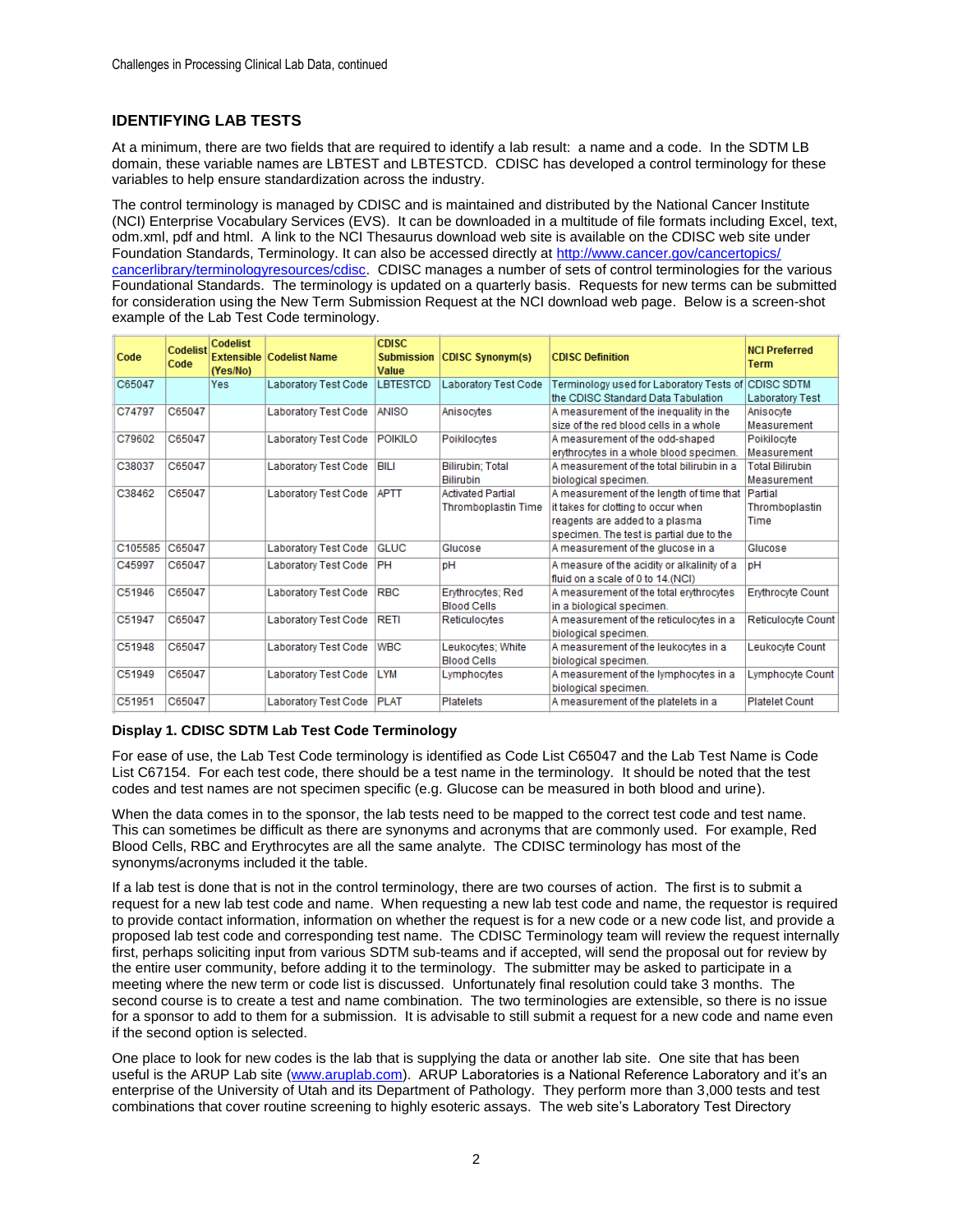## IDENTIFYING LAB TESTS

At a minimum, there are two fields that are required to identify a lab result: a name and a code. In the SDTM LB domain, these variable names are LBTEST and LBTESTCD. CDISC has developed a control terminology for these variables to help ensure standardization across the industry.

The control terminology is managed by CDISC and is maintained and distributed by the National Cancer Institute (NCI) Enterprise Vocabulary Services (EVS). It can be downloaded in a multitude of file formats including Excel, text, odm.xml, pdf and html. A link to the NCI Thesaurus download web site is available on the CDISC web site under Foundation Standards, Terminology. It can also be accessed directly at http://www.cancer.gov/cancertopics/cancerlibrary/terminologyresources/cdisc. CDISC manages a number of sets of control terminologies for the various Foundational Standards. The terminology is updated on a quarterly basis. Requests for new terms can be submitted for consideration using the New Term Submission Request at the NCI download web page. Below is a screen-shot example of the Lab Test Code terminology.

| Code | Codelist Code | Codelist Extensible (Yes/No) | Codelist Name | CDISC Submission Value | CDISC Synonym(s) | CDISC Definition | NCI Preferred Term |
|---|---|---|---|---|---|---|---|
| C65047 | | Yes | Laboratory Test Code | LBTESTCD | Laboratory Test Code | Terminology used for Laboratory Tests of the CDISC Standard Data Tabulation | CDISC SDTM Laboratory Test |
| C74797 | C65047 | | Laboratory Test Code | ANISO | Anisocytes | A measurement of the inequality in the size of the red blood cells in a whole | Anisocyte Measurement |
| C79602 | C65047 | | Laboratory Test Code | POIKILO | Poikilocytes | A measurement of the odd-shaped erythrocytes in a whole blood specimen. | Poikilocyte Measurement |
| C38037 | C65047 | | Laboratory Test Code | BILI | Bilirubin; Total Bilirubin | A measurement of the total bilirubin in a biological specimen. | Total Bilirubin Measurement |
| C38462 | C65047 | | Laboratory Test Code | APTT | Activated Partial Thromboplastin Time | A measurement of the length of time that it takes for clotting to occur when reagents are added to a plasma specimen. The test is partial due to the | Partial Thromboplastin Time |
| C105585 | C65047 | | Laboratory Test Code | GLUC | Glucose | A measurement of the glucose in a | Glucose |
| C45997 | C65047 | | Laboratory Test Code | PH | pH | A measure of the acidity or alkalinity of a fluid on a scale of 0 to 14.(NCI) | pH |
| C51946 | C65047 | | Laboratory Test Code | RBC | Erythrocytes; Red Blood Cells | A measurement of the total erythrocytes in a biological specimen. | Erythrocyte Count |
| C51947 | C65047 | | Laboratory Test Code | RETI | Reticulocytes | A measurement of the reticulocytes in a biological specimen. | Reticulocyte Count |
| C51948 | C65047 | | Laboratory Test Code | WBC | Leukocytes; White Blood Cells | A measurement of the leukocytes in a biological specimen. | Leukocyte Count |
| C51949 | C65047 | | Laboratory Test Code | LYM | Lymphocytes | A measurement of the lymphocytes in a biological specimen. | Lymphocyte Count |
| C51951 | C65047 | | Laboratory Test Code | PLAT | Platelets | A measurement of the platelets in a | Platelet Count |

**Display 1. CDISC SDTM Lab Test Code Terminology**

For ease of use, the Lab Test Code terminology is identified as Code List C65047 and the Lab Test Name is Code List C67154. For each test code, there should be a test name in the terminology. It should be noted that the test codes and test names are not specimen specific (e.g. Glucose can be measured in both blood and urine).

When the data comes in to the sponsor, the lab tests need to be mapped to the correct test code and test name. This can sometimes be difficult as there are synonyms and acronyms that are commonly used. For example, Red Blood Cells, RBC and Erythrocytes are all the same analyte. The CDISC terminology has most of the synonyms/acronyms included it the table.

If a lab test is done that is not in the control terminology, there are two courses of action. The first is to submit a request for a new lab test code and name. When requesting a new lab test code and name, the requestor is required to provide contact information, information on whether the request is for a new code or a new code list, and provide a proposed lab test code and corresponding test name. The CDISC Terminology team will review the request internally first, perhaps soliciting input from various SDTM sub-teams and if accepted, will send the proposal out for review by the entire user community, before adding it to the terminology. The submitter may be asked to participate in a meeting where the new term or code list is discussed. Unfortunately final resolution could take 3 months. The second course is to create a test and name combination. The two terminologies are extensible, so there is no issue for a sponsor to add to them for a submission. It is advisable to still submit a request for a new code and name even if the second option is selected.

One place to look for new codes is the lab that is supplying the data or another lab site. One site that has been useful is the ARUP Lab site (www.aruplab.com). ARUP Laboratories is a National Reference Laboratory and it's an enterprise of the University of Utah and its Department of Pathology. They perform more than 3,000 tests and test combinations that cover routine screening to highly esoteric assays. The web site's Laboratory Test Directory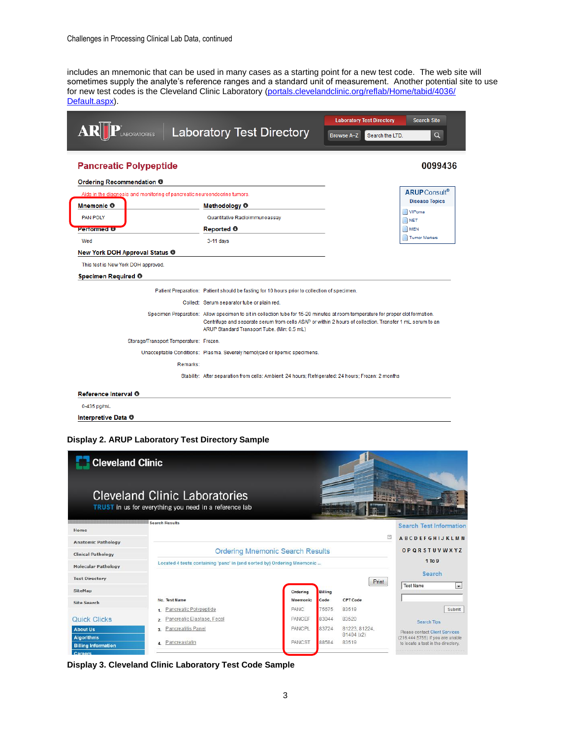includes an mnemonic that can be used in many cases as a starting point for a new test code. The web site will sometimes supply the analyte's reference ranges and a standard unit of measurement. Another potential site to use for new test codes is the Cleveland Clinic Laboratory (portals.clevelandclinic.org/reflab/Home/tabid/4036/Default.aspx).

ARUP LABORATORIES | Laboratory Test Directory

Laboratory Test Directory | Search Site | Browse A–Z | Search the LTD.

## Pancreatic Polypeptide

**0099436**

**Ordering Recommendation**

Aids in the diagnosis and monitoring of pancreatic neuroendocrine tumors.

| **Mnemonic** | **Methodology** |
|---|---|
| PAN POLY | Quantitative Radioimmunoassay |
| **Performed** | **Reported** |
| Wed | 3-11 days |

**ARUP Consult® Disease Topics**
- VIPoma
- NET
- MEN
- Tumor Markers

**New York DOH Approval Status**

This test is New York DOH approved.

**Specimen Required**

| | |
|---|---|
| Patient Preparation: | Patient should be fasting for 10 hours prior to collection of specimen. |
| Collect: | Serum separator tube or plain red. |
| Specimen Preparation: | Allow specimen to sit in collection tube for 15-20 minutes at room temperature for proper clot formation. Centrifuge and separate serum from cells ASAP or within 2 hours of collection. Transfer 1 mL serum to an ARUP Standard Transport Tube. (Min: 0.5 mL) |
| Storage/Transport Temperature: | Frozen. |
| Unacceptable Conditions: | Plasma. Severely hemolyzed or lipemic specimens. |
| Remarks: | |
| Stability: | After separation from cells: Ambient: 24 hours; Refrigerated: 24 hours; Frozen: 2 months |

**Reference Interval**

0-435 pg/mL

**Interpretive Data**

**Display 2. ARUP Laboratory Test Directory Sample**

Cleveland Clinic

Cleveland Clinic Laboratories

TRUST in us for everything you need in a reference lab

Home | Anatomic Pathology | Clinical Pathology | Molecular Pathology | Test Directory | SiteMap | Site Search

Quick Clicks: About Us | Algorithms | Billing Information | Careers

Search Results

### Ordering Mnemonic Search Results

Located 4 tests containing 'panc' in (and sorted by) Ordering Mnemonic ...

Print

| No. | Test Name | Ordering Mnemonic | Billing Code | CPT Code |
|---|---|---|---|---|
| 1. | Pancreatic Polypeptide | PANC | 75675 | 83519 |
| 2. | Pancreatic Elastase, Fecal | PANCEF | 83044 | 83520 |
| 3. | Pancreatitis Panel | PANCPL | 83724 | 81223, 81224, 81404 (x2) |
| 4. | Pancreastatin | PANCST | 88584 | 83519 |

Search Test Information

A B C D E F G H I J K L M N O P Q R S T U V W X Y Z 1 To 9

Search: Test Name | Submit

Search Tips

Please contact Client Services (216.444.5755) if you are unable to locate a test in the directory.

**Display 3. Cleveland Clinic Laboratory Test Code Sample**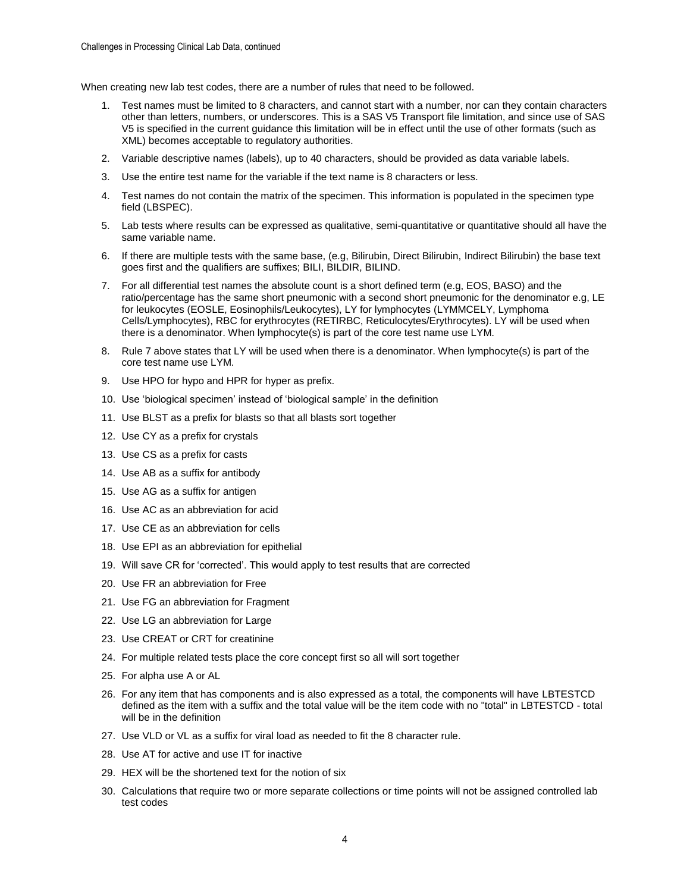When creating new lab test codes, there are a number of rules that need to be followed.

1. Test names must be limited to 8 characters, and cannot start with a number, nor can they contain characters other than letters, numbers, or underscores. This is a SAS V5 Transport file limitation, and since use of SAS V5 is specified in the current guidance this limitation will be in effect until the use of other formats (such as XML) becomes acceptable to regulatory authorities.
2. Variable descriptive names (labels), up to 40 characters, should be provided as data variable labels.
3. Use the entire test name for the variable if the text name is 8 characters or less.
4. Test names do not contain the matrix of the specimen. This information is populated in the specimen type field (LBSPEC).
5. Lab tests where results can be expressed as qualitative, semi-quantitative or quantitative should all have the same variable name.
6. If there are multiple tests with the same base, (e.g, Bilirubin, Direct Bilirubin, Indirect Bilirubin) the base text goes first and the qualifiers are suffixes; BILI, BILDIR, BILIND.
7. For all differential test names the absolute count is a short defined term (e.g, EOS, BASO) and the ratio/percentage has the same short pneumonic with a second short pneumonic for the denominator e.g, LE for leukocytes (EOSLE, Eosinophils/Leukocytes), LY for lymphocytes (LYMMCELY, Lymphoma Cells/Lymphocytes), RBC for erythrocytes (RETIRBC, Reticulocytes/Erythrocytes). LY will be used when there is a denominator. When lymphocyte(s) is part of the core test name use LYM.
8. Rule 7 above states that LY will be used when there is a denominator. When lymphocyte(s) is part of the core test name use LYM.
9. Use HPO for hypo and HPR for hyper as prefix.
10. Use 'biological specimen' instead of 'biological sample' in the definition
11. Use BLST as a prefix for blasts so that all blasts sort together
12. Use CY as a prefix for crystals
13. Use CS as a prefix for casts
14. Use AB as a suffix for antibody
15. Use AG as a suffix for antigen
16. Use AC as an abbreviation for acid
17. Use CE as an abbreviation for cells
18. Use EPI as an abbreviation for epithelial
19. Will save CR for 'corrected'. This would apply to test results that are corrected
20. Use FR an abbreviation for Free
21. Use FG an abbreviation for Fragment
22. Use LG an abbreviation for Large
23. Use CREAT or CRT for creatinine
24. For multiple related tests place the core concept first so all will sort together
25. For alpha use A or AL
26. For any item that has components and is also expressed as a total, the components will have LBTESTCD defined as the item with a suffix and the total value will be the item code with no "total" in LBTESTCD - total will be in the definition
27. Use VLD or VL as a suffix for viral load as needed to fit the 8 character rule.
28. Use AT for active and use IT for inactive
29. HEX will be the shortened text for the notion of six
30. Calculations that require two or more separate collections or time points will not be assigned controlled lab test codes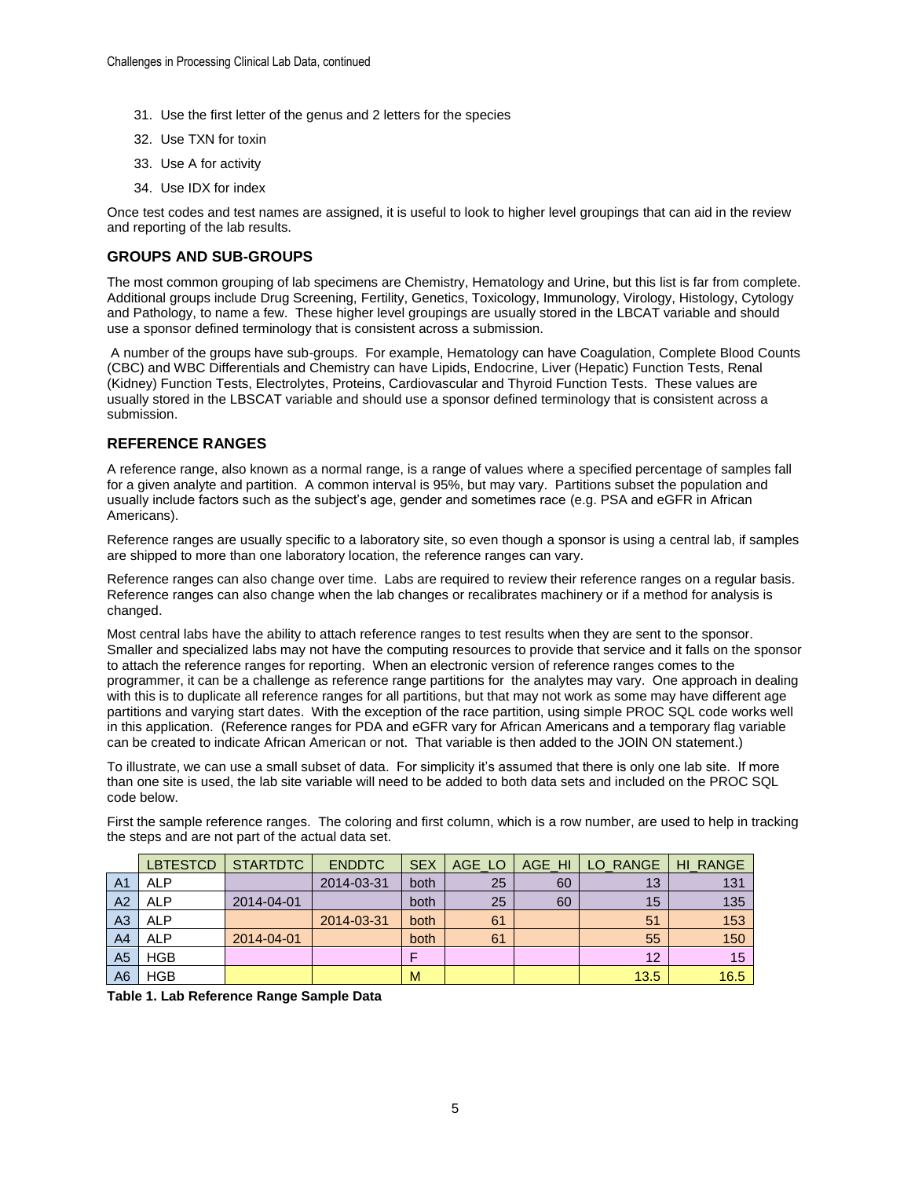31. Use the first letter of the genus and 2 letters for the species
32. Use TXN for toxin
33. Use A for activity
34. Use IDX for index

Once test codes and test names are assigned, it is useful to look to higher level groupings that can aid in the review and reporting of the lab results.

### GROUPS AND SUB-GROUPS

The most common grouping of lab specimens are Chemistry, Hematology and Urine, but this list is far from complete. Additional groups include Drug Screening, Fertility, Genetics, Toxicology, Immunology, Virology, Histology, Cytology and Pathology, to name a few. These higher level groupings are usually stored in the LBCAT variable and should use a sponsor defined terminology that is consistent across a submission.

A number of the groups have sub-groups. For example, Hematology can have Coagulation, Complete Blood Counts (CBC) and WBC Differentials and Chemistry can have Lipids, Endocrine, Liver (Hepatic) Function Tests, Renal (Kidney) Function Tests, Electrolytes, Proteins, Cardiovascular and Thyroid Function Tests. These values are usually stored in the LBSCAT variable and should use a sponsor defined terminology that is consistent across a submission.

### REFERENCE RANGES

A reference range, also known as a normal range, is a range of values where a specified percentage of samples fall for a given analyte and partition. A common interval is 95%, but may vary. Partitions subset the population and usually include factors such as the subject's age, gender and sometimes race (e.g. PSA and eGFR in African Americans).

Reference ranges are usually specific to a laboratory site, so even though a sponsor is using a central lab, if samples are shipped to more than one laboratory location, the reference ranges can vary.

Reference ranges can also change over time. Labs are required to review their reference ranges on a regular basis. Reference ranges can also change when the lab changes or recalibrates machinery or if a method for analysis is changed.

Most central labs have the ability to attach reference ranges to test results when they are sent to the sponsor. Smaller and specialized labs may not have the computing resources to provide that service and it falls on the sponsor to attach the reference ranges for reporting. When an electronic version of reference ranges comes to the programmer, it can be a challenge as reference range partitions for the analytes may vary. One approach in dealing with this is to duplicate all reference ranges for all partitions, but that may not work as some may have different age partitions and varying start dates. With the exception of the race partition, using simple PROC SQL code works well in this application. (Reference ranges for PDA and eGFR vary for African Americans and a temporary flag variable can be created to indicate African American or not. That variable is then added to the JOIN ON statement.)

To illustrate, we can use a small subset of data. For simplicity it's assumed that there is only one lab site. If more than one site is used, the lab site variable will need to be added to both data sets and included on the PROC SQL code below.

First the sample reference ranges. The coloring and first column, which is a row number, are used to help in tracking the steps and are not part of the actual data set.

| | LBTESTCD | STARTDTC | ENDDTC | SEX | AGE_LO | AGE_HI | LO_RANGE | HI_RANGE |
|---|---|---|---|---|---|---|---|---|
| A1 | ALP | | 2014-03-31 | both | 25 | 60 | 13 | 131 |
| A2 | ALP | 2014-04-01 | | both | 25 | 60 | 15 | 135 |
| A3 | ALP | | 2014-03-31 | both | 61 | | 51 | 153 |
| A4 | ALP | 2014-04-01 | | both | 61 | | 55 | 150 |
| A5 | HGB | | | F | | | 12 | 15 |
| A6 | HGB | | | M | | | 13.5 | 16.5 |

**Table 1. Lab Reference Range Sample Data**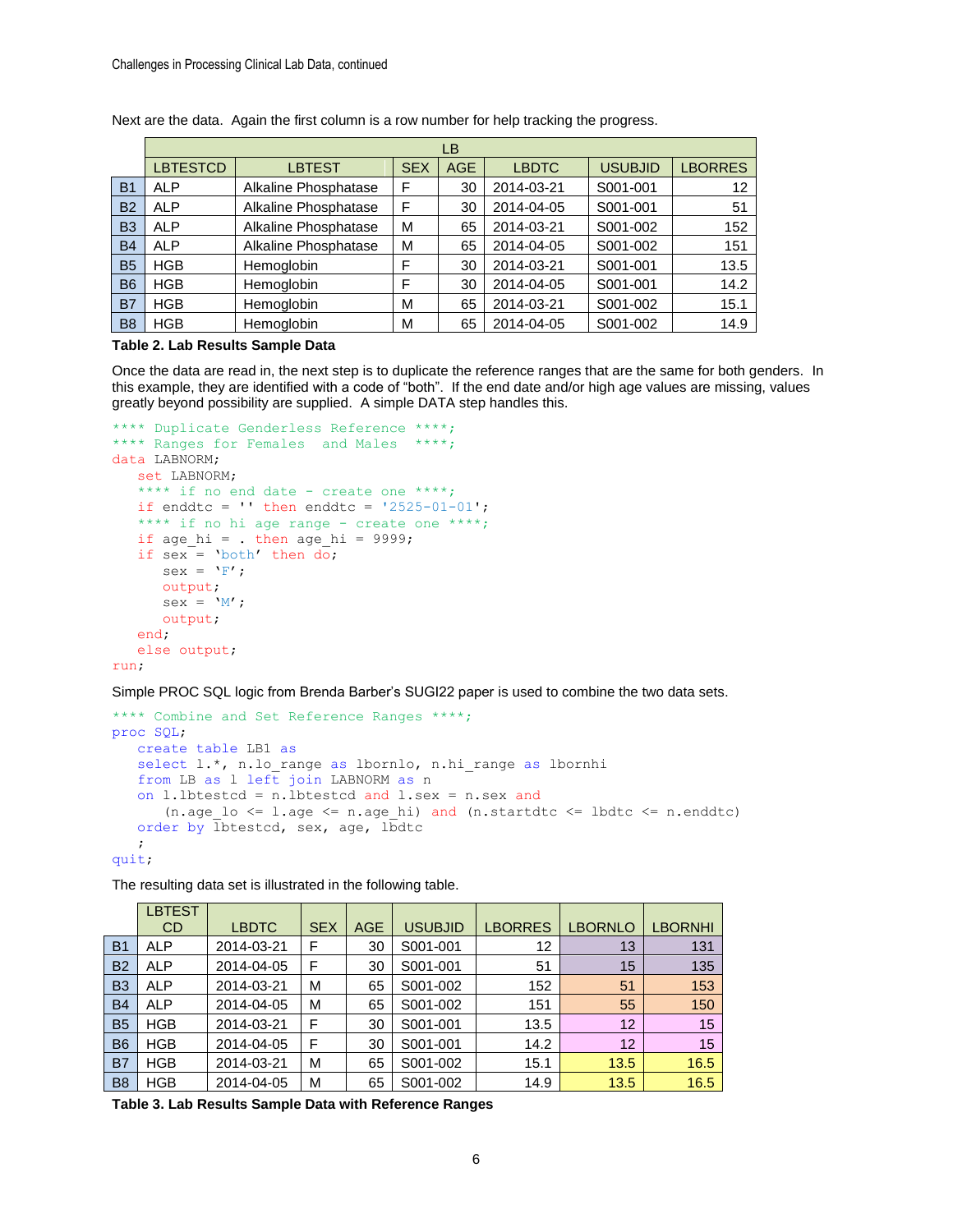Next are the data. Again the first column is a row number for help tracking the progress.

| | LB | | | | | | |
|---|---|---|---|---|---|---|---|
| | LBTESTCD | LBTEST | SEX | AGE | LBDTC | USUBJID | LBORRES |
| B1 | ALP | Alkaline Phosphatase | F | 30 | 2014-03-21 | S001-001 | 12 |
| B2 | ALP | Alkaline Phosphatase | F | 30 | 2014-04-05 | S001-001 | 51 |
| B3 | ALP | Alkaline Phosphatase | M | 65 | 2014-03-21 | S001-002 | 152 |
| B4 | ALP | Alkaline Phosphatase | M | 65 | 2014-04-05 | S001-002 | 151 |
| B5 | HGB | Hemoglobin | F | 30 | 2014-03-21 | S001-001 | 13.5 |
| B6 | HGB | Hemoglobin | F | 30 | 2014-04-05 | S001-001 | 14.2 |
| B7 | HGB | Hemoglobin | M | 65 | 2014-03-21 | S001-002 | 15.1 |
| B8 | HGB | Hemoglobin | M | 65 | 2014-04-05 | S001-002 | 14.9 |

**Table 2. Lab Results Sample Data**

Once the data are read in, the next step is to duplicate the reference ranges that are the same for both genders. In this example, they are identified with a code of "both". If the end date and/or high age values are missing, values greatly beyond possibility are supplied. A simple DATA step handles this.

```
**** Duplicate Genderless Reference ****;
**** Ranges for Females  and Males  ****;
data LABNORM;
   set LABNORM;
   **** if no end date - create one ****;
   if enddtc = '' then enddtc = '2525-01-01';
   **** if no hi age range - create one ****;
   if age_hi = . then age_hi = 9999;
   if sex = 'both' then do;
      sex = 'F';
      output;
      sex = 'M';
      output;
   end;
   else output;
run;
```

Simple PROC SQL logic from Brenda Barber's SUGI22 paper is used to combine the two data sets.

```
**** Combine and Set Reference Ranges ****;
proc SQL;
   create table LB1 as
   select l.*, n.lo_range as lbornlo, n.hi_range as lbornhi
   from LB as l left join LABNORM as n
   on l.lbtestcd = n.lbtestcd and l.sex = n.sex and
      (n.age_lo <= l.age <= n.age_hi) and (n.startdtc <= lbdtc <= n.enddtc)
   order by lbtestcd, sex, age, lbdtc
   ;
quit;
```

The resulting data set is illustrated in the following table.

| | LBTESTCD | LBDTC | SEX | AGE | USUBJID | LBORRES | LBORNLO | LBORNHI |
|---|---|---|---|---|---|---|---|---|
| B1 | ALP | 2014-03-21 | F | 30 | S001-001 | 12 | 13 | 131 |
| B2 | ALP | 2014-04-05 | F | 30 | S001-001 | 51 | 15 | 135 |
| B3 | ALP | 2014-03-21 | M | 65 | S001-002 | 152 | 51 | 153 |
| B4 | ALP | 2014-04-05 | M | 65 | S001-002 | 151 | 55 | 150 |
| B5 | HGB | 2014-03-21 | F | 30 | S001-001 | 13.5 | 12 | 15 |
| B6 | HGB | 2014-04-05 | F | 30 | S001-001 | 14.2 | 12 | 15 |
| B7 | HGB | 2014-03-21 | M | 65 | S001-002 | 15.1 | 13.5 | 16.5 |
| B8 | HGB | 2014-04-05 | M | 65 | S001-002 | 14.9 | 13.5 | 16.5 |

**Table 3. Lab Results Sample Data with Reference Ranges**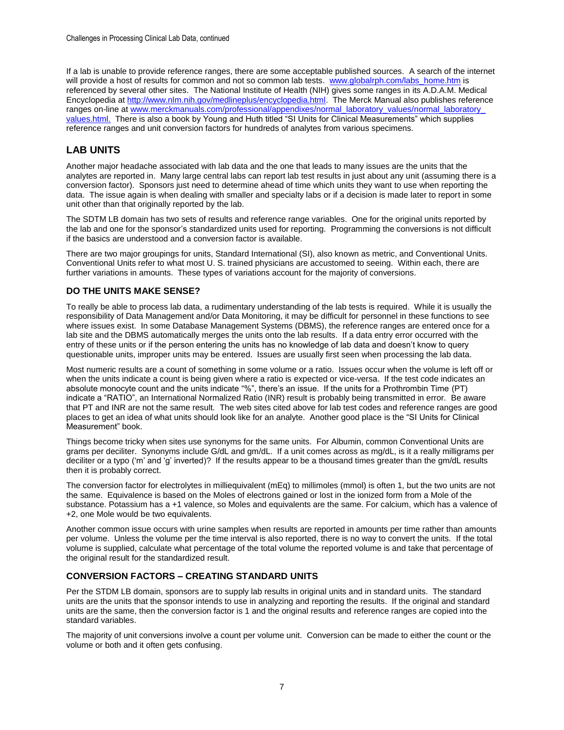If a lab is unable to provide reference ranges, there are some acceptable published sources. A search of the internet will provide a host of results for common and not so common lab tests. www.globalrph.com/labs_home.htm is referenced by several other sites. The National Institute of Health (NIH) gives some ranges in its A.D.A.M. Medical Encyclopedia at http://www.nlm.nih.gov/medlineplus/encyclopedia.html. The Merck Manual also publishes reference ranges on-line at www.merckmanuals.com/professional/appendixes/normal_laboratory_values/normal_laboratory_values.html. There is also a book by Young and Huth titled "SI Units for Clinical Measurements" which supplies reference ranges and unit conversion factors for hundreds of analytes from various specimens.

## LAB UNITS

Another major headache associated with lab data and the one that leads to many issues are the units that the analytes are reported in. Many large central labs can report lab test results in just about any unit (assuming there is a conversion factor). Sponsors just need to determine ahead of time which units they want to use when reporting the data. The issue again is when dealing with smaller and specialty labs or if a decision is made later to report in some unit other than that originally reported by the lab.

The SDTM LB domain has two sets of results and reference range variables. One for the original units reported by the lab and one for the sponsor's standardized units used for reporting. Programming the conversions is not difficult if the basics are understood and a conversion factor is available.

There are two major groupings for units, Standard International (SI), also known as metric, and Conventional Units. Conventional Units refer to what most U. S. trained physicians are accustomed to seeing. Within each, there are further variations in amounts. These types of variations account for the majority of conversions.

### DO THE UNITS MAKE SENSE?

To really be able to process lab data, a rudimentary understanding of the lab tests is required. While it is usually the responsibility of Data Management and/or Data Monitoring, it may be difficult for personnel in these functions to see where issues exist. In some Database Management Systems (DBMS), the reference ranges are entered once for a lab site and the DBMS automatically merges the units onto the lab results. If a data entry error occurred with the entry of these units or if the person entering the units has no knowledge of lab data and doesn't know to query questionable units, improper units may be entered. Issues are usually first seen when processing the lab data.

Most numeric results are a count of something in some volume or a ratio. Issues occur when the volume is left off or when the units indicate a count is being given where a ratio is expected or vice-versa. If the test code indicates an absolute monocyte count and the units indicate "%", there's an issue. If the units for a Prothrombin Time (PT) indicate a "RATIO", an International Normalized Ratio (INR) result is probably being transmitted in error. Be aware that PT and INR are not the same result. The web sites cited above for lab test codes and reference ranges are good places to get an idea of what units should look like for an analyte. Another good place is the "SI Units for Clinical Measurement" book.

Things become tricky when sites use synonyms for the same units. For Albumin, common Conventional Units are grams per deciliter. Synonyms include G/dL and gm/dL. If a unit comes across as mg/dL, is it a really milligrams per deciliter or a typo ('m' and 'g' inverted)? If the results appear to be a thousand times greater than the gm/dL results then it is probably correct.

The conversion factor for electrolytes in milliequivalent (mEq) to millimoles (mmol) is often 1, but the two units are not the same. Equivalence is based on the Moles of electrons gained or lost in the ionized form from a Mole of the substance. Potassium has a +1 valence, so Moles and equivalents are the same. For calcium, which has a valence of +2, one Mole would be two equivalents.

Another common issue occurs with urine samples when results are reported in amounts per time rather than amounts per volume. Unless the volume per the time interval is also reported, there is no way to convert the units. If the total volume is supplied, calculate what percentage of the total volume the reported volume is and take that percentage of the original result for the standardized result.

### CONVERSION FACTORS – CREATING STANDARD UNITS

Per the STDM LB domain, sponsors are to supply lab results in original units and in standard units. The standard units are the units that the sponsor intends to use in analyzing and reporting the results. If the original and standard units are the same, then the conversion factor is 1 and the original results and reference ranges are copied into the standard variables.

The majority of unit conversions involve a count per volume unit. Conversion can be made to either the count or the volume or both and it often gets confusing.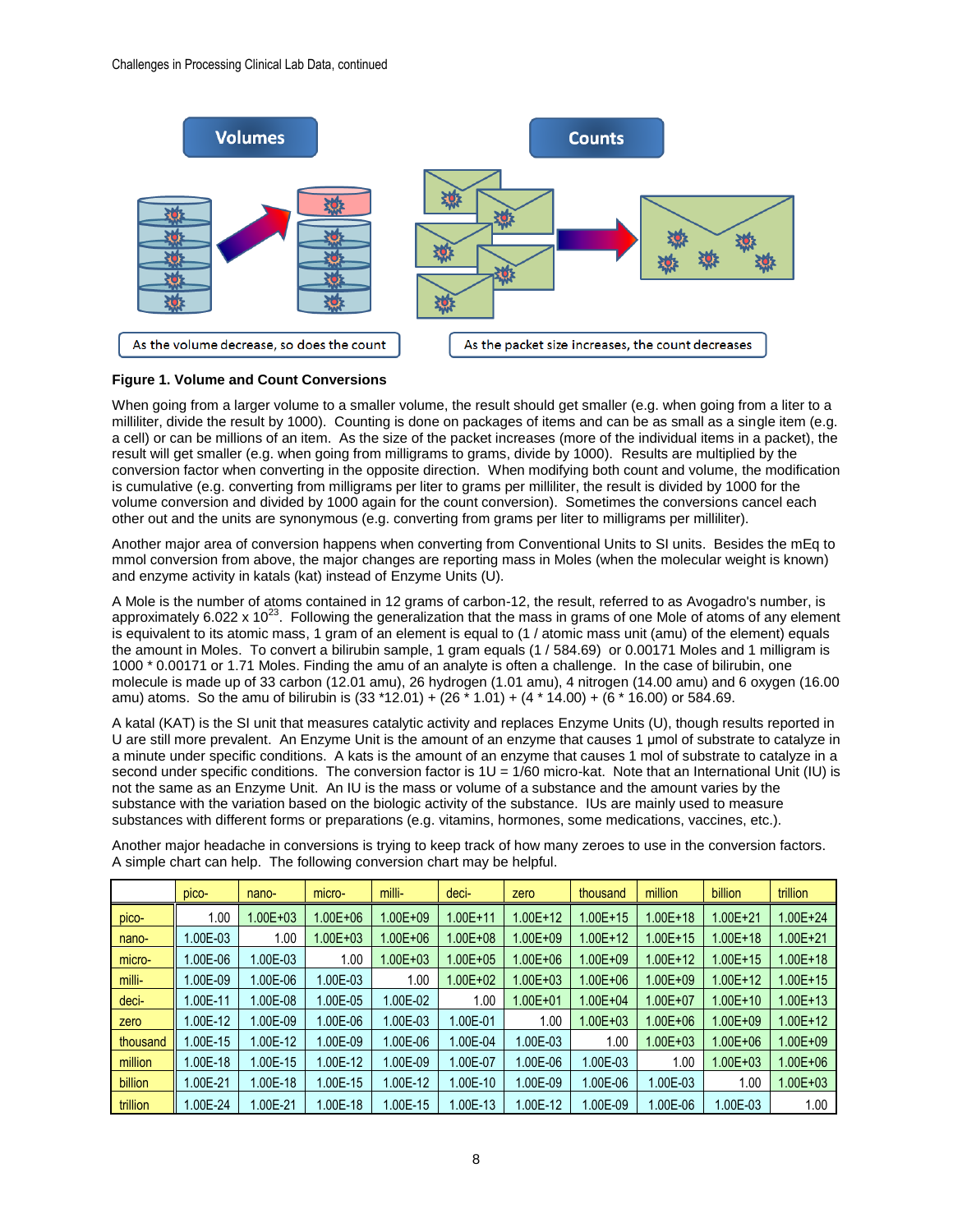As the volume decrease, so does the count

As the packet size increases, the count decreases

**Figure 1. Volume and Count Conversions**

When going from a larger volume to a smaller volume, the result should get smaller (e.g. when going from a liter to a milliliter, divide the result by 1000). Counting is done on packages of items and can be as small as a single item (e.g. a cell) or can be millions of an item. As the size of the packet increases (more of the individual items in a packet), the result will get smaller (e.g. when going from milligrams to grams, divide by 1000). Results are multiplied by the conversion factor when converting in the opposite direction. When modifying both count and volume, the modification is cumulative (e.g. converting from milligrams per liter to grams per milliliter, the result is divided by 1000 for the volume conversion and divided by 1000 again for the count conversion). Sometimes the conversions cancel each other out and the units are synonymous (e.g. converting from grams per liter to milligrams per milliliter).

Another major area of conversion happens when converting from Conventional Units to SI units. Besides the mEq to mmol conversion from above, the major changes are reporting mass in Moles (when the molecular weight is known) and enzyme activity in katals (kat) instead of Enzyme Units (U).

A Mole is the number of atoms contained in 12 grams of carbon-12, the result, referred to as Avogadro's number, is approximately $6.022 \times 10^{23}$. Following the generalization that the mass in grams of one Mole of atoms of any element is equivalent to its atomic mass, 1 gram of an element is equal to (1 / atomic mass unit (amu) of the element) equals the amount in Moles. To convert a bilirubin sample, 1 gram equals (1 / 584.69) or 0.00171 Moles and 1 milligram is 1000 * 0.00171 or 1.71 Moles. Finding the amu of an analyte is often a challenge. In the case of bilirubin, one molecule is made up of 33 carbon (12.01 amu), 26 hydrogen (1.01 amu), 4 nitrogen (14.00 amu) and 6 oxygen (16.00 amu) atoms. So the amu of bilirubin is (33 *12.01) + (26 * 1.01) + (4 * 14.00) + (6 * 16.00) or 584.69.

A katal (KAT) is the SI unit that measures catalytic activity and replaces Enzyme Units (U), though results reported in U are still more prevalent. An Enzyme Unit is the amount of an enzyme that causes 1 μmol of substrate to catalyze in a minute under specific conditions. A kats is the amount of an enzyme that causes 1 mol of substrate to catalyze in a second under specific conditions. The conversion factor is 1U = 1/60 micro-kat. Note that an International Unit (IU) is not the same as an Enzyme Unit. An IU is the mass or volume of a substance and the amount varies by the substance with the variation based on the biologic activity of the substance. IUs are mainly used to measure substances with different forms or preparations (e.g. vitamins, hormones, some medications, vaccines, etc.).

Another major headache in conversions is trying to keep track of how many zeroes to use in the conversion factors. A simple chart can help. The following conversion chart may be helpful.

| | pico- | nano- | micro- | milli- | deci- | zero | thousand | million | billion | trillion |
|---|---|---|---|---|---|---|---|---|---|---|
| pico- | 1.00 | 1.00E+03 | 1.00E+06 | 1.00E+09 | 1.00E+11 | 1.00E+12 | 1.00E+15 | 1.00E+18 | 1.00E+21 | 1.00E+24 |
| nano- | 1.00E-03 | 1.00 | 1.00E+03 | 1.00E+06 | 1.00E+08 | 1.00E+09 | 1.00E+12 | 1.00E+15 | 1.00E+18 | 1.00E+21 |
| micro- | 1.00E-06 | 1.00E-03 | 1.00 | 1.00E+03 | 1.00E+05 | 1.00E+06 | 1.00E+09 | 1.00E+12 | 1.00E+15 | 1.00E+18 |
| milli- | 1.00E-09 | 1.00E-06 | 1.00E-03 | 1.00 | 1.00E+02 | 1.00E+03 | 1.00E+06 | 1.00E+09 | 1.00E+12 | 1.00E+15 |
| deci- | 1.00E-11 | 1.00E-08 | 1.00E-05 | 1.00E-02 | 1.00 | 1.00E+01 | 1.00E+04 | 1.00E+07 | 1.00E+10 | 1.00E+13 |
| zero | 1.00E-12 | 1.00E-09 | 1.00E-06 | 1.00E-03 | 1.00E-01 | 1.00 | 1.00E+03 | 1.00E+06 | 1.00E+09 | 1.00E+12 |
| thousand | 1.00E-15 | 1.00E-12 | 1.00E-09 | 1.00E-06 | 1.00E-04 | 1.00E-03 | 1.00 | 1.00E+03 | 1.00E+06 | 1.00E+09 |
| million | 1.00E-18 | 1.00E-15 | 1.00E-12 | 1.00E-09 | 1.00E-07 | 1.00E-06 | 1.00E-03 | 1.00 | 1.00E+03 | 1.00E+06 |
| billion | 1.00E-21 | 1.00E-18 | 1.00E-15 | 1.00E-12 | 1.00E-10 | 1.00E-09 | 1.00E-06 | 1.00E-03 | 1.00 | 1.00E+03 |
| trillion | 1.00E-24 | 1.00E-21 | 1.00E-18 | 1.00E-15 | 1.00E-13 | 1.00E-12 | 1.00E-09 | 1.00E-06 | 1.00E-03 | 1.00 |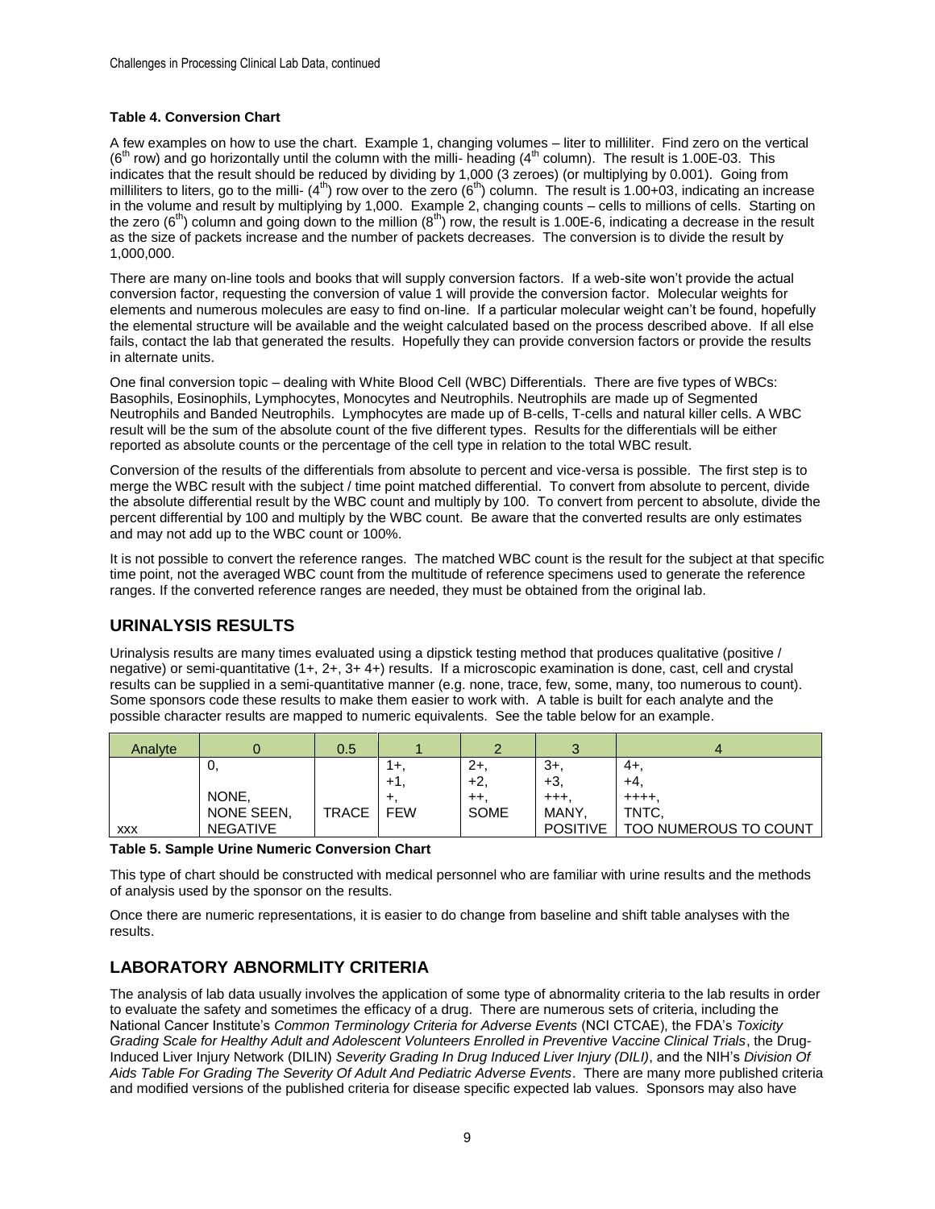**Table 4. Conversion Chart**

A few examples on how to use the chart. Example 1, changing volumes – liter to milliliter. Find zero on the vertical (6th row) and go horizontally until the column with the milli- heading (4th column). The result is 1.00E-03. This indicates that the result should be reduced by dividing by 1,000 (3 zeroes) (or multiplying by 0.001). Going from milliliters to liters, go to the milli- (4th) row over to the zero (6th) column. The result is 1.00+03, indicating an increase in the volume and result by multiplying by 1,000. Example 2, changing counts – cells to millions of cells. Starting on the zero (6th) column and going down to the million (8th) row, the result is 1.00E-6, indicating a decrease in the result as the size of packets increase and the number of packets decreases. The conversion is to divide the result by 1,000,000.

There are many on-line tools and books that will supply conversion factors. If a web-site won't provide the actual conversion factor, requesting the conversion of value 1 will provide the conversion factor. Molecular weights for elements and numerous molecules are easy to find on-line. If a particular molecular weight can't be found, hopefully the elemental structure will be available and the weight calculated based on the process described above. If all else fails, contact the lab that generated the results. Hopefully they can provide conversion factors or provide the results in alternate units.

One final conversion topic – dealing with White Blood Cell (WBC) Differentials. There are five types of WBCs: Basophils, Eosinophils, Lymphocytes, Monocytes and Neutrophils. Neutrophils are made up of Segmented Neutrophils and Banded Neutrophils. Lymphocytes are made up of B-cells, T-cells and natural killer cells. A WBC result will be the sum of the absolute count of the five different types. Results for the differentials will be either reported as absolute counts or the percentage of the cell type in relation to the total WBC result.

Conversion of the results of the differentials from absolute to percent and vice-versa is possible. The first step is to merge the WBC result with the subject / time point matched differential. To convert from absolute to percent, divide the absolute differential result by the WBC count and multiply by 100. To convert from percent to absolute, divide the percent differential by 100 and multiply by the WBC count. Be aware that the converted results are only estimates and may not add up to the WBC count or 100%.

It is not possible to convert the reference ranges. The matched WBC count is the result for the subject at that specific time point, not the averaged WBC count from the multitude of reference specimens used to generate the reference ranges. If the converted reference ranges are needed, they must be obtained from the original lab.

## URINALYSIS RESULTS

Urinalysis results are many times evaluated using a dipstick testing method that produces qualitative (positive / negative) or semi-quantitative (1+, 2+, 3+ 4+) results. If a microscopic examination is done, cast, cell and crystal results can be supplied in a semi-quantitative manner (e.g. none, trace, few, some, many, too numerous to count). Some sponsors code these results to make them easier to work with. A table is built for each analyte and the possible character results are mapped to numeric equivalents. See the table below for an example.

| Analyte | 0 | 0.5 | 1 | 2 | 3 | 4 |
|---|---|---|---|---|---|---|
| XXX | 0,<br><br>NONE,<br>NONE SEEN,<br>NEGATIVE | TRACE | 1+,<br>+1,<br>+,<br>FEW | 2+,<br>+2,<br>++,<br>SOME | 3+,<br>+3,<br>+++,<br>MANY,<br>POSITIVE | 4+,<br>+4,<br>++++,<br>TNTC,<br>TOO NUMEROUS TO COUNT |

**Table 5. Sample Urine Numeric Conversion Chart**

This type of chart should be constructed with medical personnel who are familiar with urine results and the methods of analysis used by the sponsor on the results.

Once there are numeric representations, it is easier to do change from baseline and shift table analyses with the results.

## LABORATORY ABNORMLITY CRITERIA

The analysis of lab data usually involves the application of some type of abnormality criteria to the lab results in order to evaluate the safety and sometimes the efficacy of a drug. There are numerous sets of criteria, including the National Cancer Institute's *Common Terminology Criteria for Adverse Events* (NCI CTCAE), the FDA's *Toxicity Grading Scale for Healthy Adult and Adolescent Volunteers Enrolled in Preventive Vaccine Clinical Trials*, the Drug-Induced Liver Injury Network (DILIN) *Severity Grading In Drug Induced Liver Injury (DILI)*, and the NIH's *Division Of Aids Table For Grading The Severity Of Adult And Pediatric Adverse Events*. There are many more published criteria and modified versions of the published criteria for disease specific expected lab values. Sponsors may also have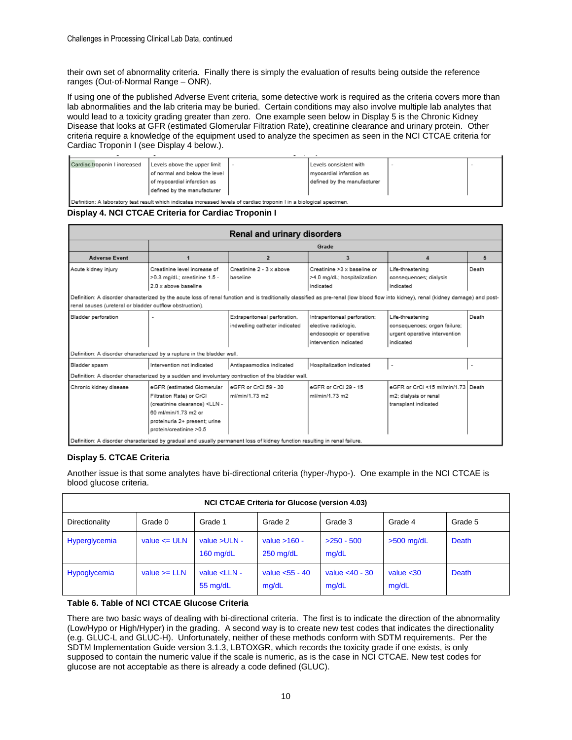their own set of abnormality criteria. Finally there is simply the evaluation of results being outside the reference ranges (Out-of-Normal Range – ONR).

If using one of the published Adverse Event criteria, some detective work is required as the criteria covers more than lab abnormalities and the lab criteria may be buried. Certain conditions may also involve multiple lab analytes that would lead to a toxicity grading greater than zero. One example seen below in Display 5 is the Chronic Kidney Disease that looks at GFR (estimated Glomerular Filtration Rate), creatinine clearance and urinary protein. Other criteria require a knowledge of the equipment used to analyze the specimen as seen in the NCI CTCAE criteria for Cardiac Troponin I (see Display 4 below.).

| | | | | | |
|---|---|---|---|---|---|
| Cardiac troponin I increased | Levels above the upper limit of normal and below the level of myocardial infarction as defined by the manufacturer | - | Levels consistent with myocardial infarction as defined by the manufacturer | - | - |
| Definition: A laboratory test result which indicates increased levels of cardiac troponin I in a biological specimen. | | | | | |

**Display 4. NCI CTCAE Criteria for Cardiac Troponin I**

| Renal and urinary disorders | | | | | |
|---|---|---|---|---|---|
| | Grade | | | | |
| Adverse Event | 1 | 2 | 3 | 4 | 5 |
| Acute kidney injury | Creatinine level increase of >0.3 mg/dL; creatinine 1.5 - 2.0 x above baseline | Creatinine 2 - 3 x above baseline | Creatinine >3 x baseline or >4.0 mg/dL; hospitalization indicated | Life-threatening consequences; dialysis indicated | Death |
| Definition: A disorder characterized by the acute loss of renal function and is traditionally classified as pre-renal (low blood flow into kidney), renal (kidney damage) and post-renal causes (ureteral or bladder outflow obstruction). | | | | | |
| Bladder perforation | - | Extraperitoneal perforation, indwelling catheter indicated | Intraperitoneal perforation; elective radiologic, endoscopic or operative intervention indicated | Life-threatening consequences; organ failure; urgent operative intervention indicated | Death |
| Definition: A disorder characterized by a rupture in the bladder wall. | | | | | |
| Bladder spasm | Intervention not indicated | Antispasmodics indicated | Hospitalization indicated | - | - |
| Definition: A disorder characterized by a sudden and involuntary contraction of the bladder wall. | | | | | |
| Chronic kidney disease | eGFR (estimated Glomerular Filtration Rate) or CrCl (creatinine clearance) <LLN - 60 ml/min/1.73 m2 or proteinuria 2+ present; urine protein/creatinine >0.5 | eGFR or CrCl 59 - 30 ml/min/1.73 m2 | eGFR or CrCl 29 - 15 ml/min/1.73 m2 | eGFR or CrCl <15 ml/min/1.73 m2; dialysis or renal transplant indicated | Death |
| Definition: A disorder characterized by gradual and usually permanent loss of kidney function resulting in renal failure. | | | | | |

**Display 5. CTCAE Criteria**

Another issue is that some analytes have bi-directional criteria (hyper-/hypo-). One example in the NCI CTCAE is blood glucose criteria.

| NCI CTCAE Criteria for Glucose (version 4.03) | | | | | | |
|---|---|---|---|---|---|---|
| Directionality | Grade 0 | Grade 1 | Grade 2 | Grade 3 | Grade 4 | Grade 5 |
| Hyperglycemia | value <= ULN | value >ULN - 160 mg/dL | value >160 - 250 mg/dL | >250 - 500 mg/dL | >500 mg/dL | Death |
| Hypoglycemia | value >= LLN | value <LLN - 55 mg/dL | value <55 - 40 mg/dL | value <40 - 30 mg/dL | value <30 mg/dL | Death |

**Table 6. Table of NCI CTCAE Glucose Criteria**

There are two basic ways of dealing with bi-directional criteria. The first is to indicate the direction of the abnormality (Low/Hypo or High/Hyper) in the grading. A second way is to create new test codes that indicates the directionality (e.g. GLUC-L and GLUC-H). Unfortunately, neither of these methods conform with SDTM requirements. Per the SDTM Implementation Guide version 3.1.3, LBTOXGR, which records the toxicity grade if one exists, is only supposed to contain the numeric value if the scale is numeric, as is the case in NCI CTCAE. New test codes for glucose are not acceptable as there is already a code defined (GLUC).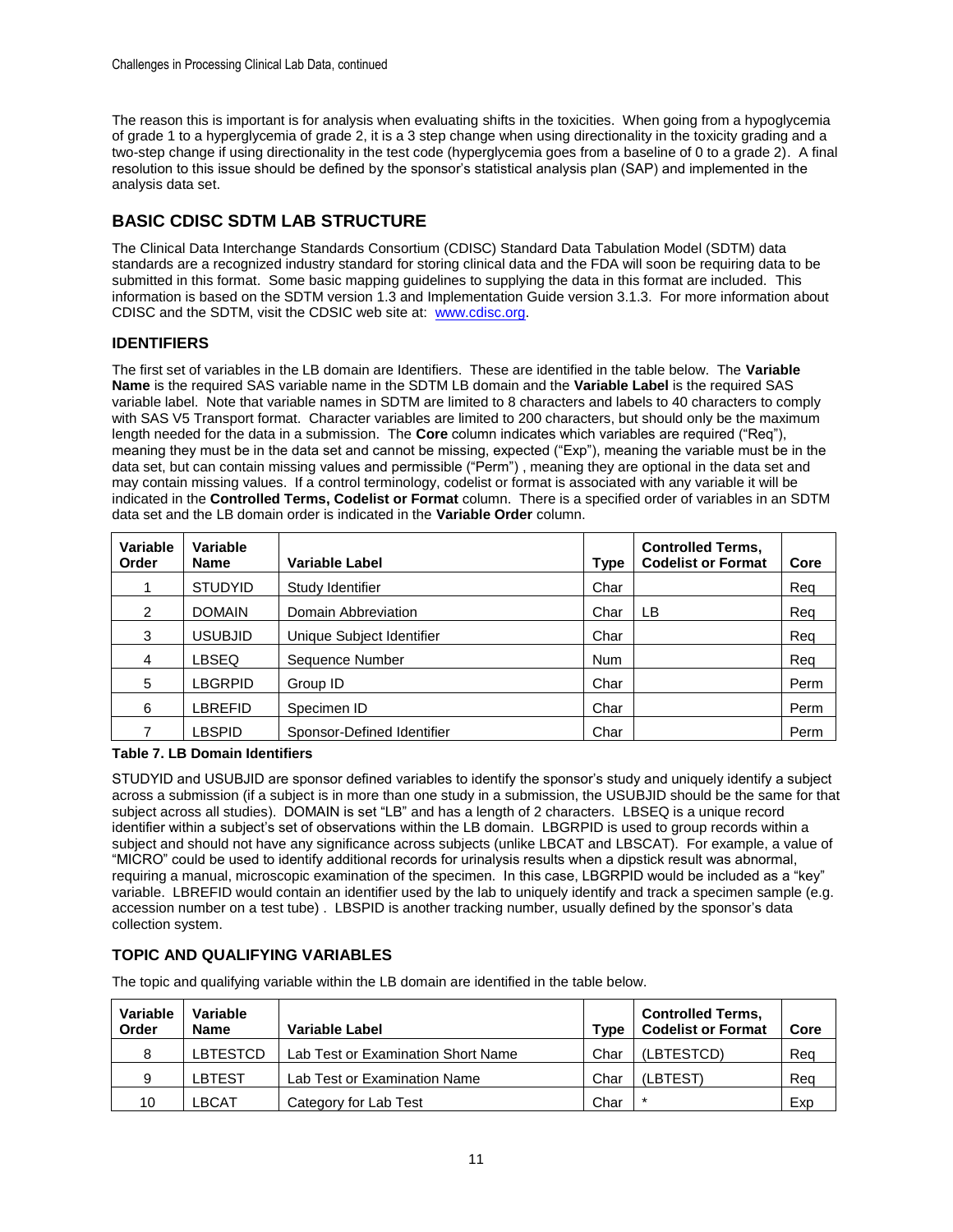The reason this is important is for analysis when evaluating shifts in the toxicities. When going from a hypoglycemia of grade 1 to a hyperglycemia of grade 2, it is a 3 step change when using directionality in the toxicity grading and a two-step change if using directionality in the test code (hyperglycemia goes from a baseline of 0 to a grade 2). A final resolution to this issue should be defined by the sponsor's statistical analysis plan (SAP) and implemented in the analysis data set.

## BASIC CDISC SDTM LAB STRUCTURE

The Clinical Data Interchange Standards Consortium (CDISC) Standard Data Tabulation Model (SDTM) data standards are a recognized industry standard for storing clinical data and the FDA will soon be requiring data to be submitted in this format. Some basic mapping guidelines to supplying the data in this format are included. This information is based on the SDTM version 1.3 and Implementation Guide version 3.1.3. For more information about CDISC and the SDTM, visit the CDSIC web site at: www.cdisc.org.

### IDENTIFIERS

The first set of variables in the LB domain are Identifiers. These are identified in the table below. The **Variable Name** is the required SAS variable name in the SDTM LB domain and the **Variable Label** is the required SAS variable label. Note that variable names in SDTM are limited to 8 characters and labels to 40 characters to comply with SAS V5 Transport format. Character variables are limited to 200 characters, but should only be the maximum length needed for the data in a submission. The **Core** column indicates which variables are required ("Req"), meaning they must be in the data set and cannot be missing, expected ("Exp"), meaning the variable must be in the data set, but can contain missing values and permissible ("Perm") , meaning they are optional in the data set and may contain missing values. If a control terminology, codelist or format is associated with any variable it will be indicated in the **Controlled Terms, Codelist or Format** column. There is a specified order of variables in an SDTM data set and the LB domain order is indicated in the **Variable Order** column.

| Variable Order | Variable Name | Variable Label | Type | Controlled Terms, Codelist or Format | Core |
|---|---|---|---|---|---|
| 1 | STUDYID | Study Identifier | Char | | Req |
| 2 | DOMAIN | Domain Abbreviation | Char | LB | Req |
| 3 | USUBJID | Unique Subject Identifier | Char | | Req |
| 4 | LBSEQ | Sequence Number | Num | | Req |
| 5 | LBGRPID | Group ID | Char | | Perm |
| 6 | LBREFID | Specimen ID | Char | | Perm |
| 7 | LBSPID | Sponsor-Defined Identifier | Char | | Perm |

**Table 7. LB Domain Identifiers**

STUDYID and USUBJID are sponsor defined variables to identify the sponsor's study and uniquely identify a subject across a submission (if a subject is in more than one study in a submission, the USUBJID should be the same for that subject across all studies). DOMAIN is set "LB" and has a length of 2 characters. LBSEQ is a unique record identifier within a subject's set of observations within the LB domain. LBGRPID is used to group records within a subject and should not have any significance across subjects (unlike LBCAT and LBSCAT). For example, a value of "MICRO" could be used to identify additional records for urinalysis results when a dipstick result was abnormal, requiring a manual, microscopic examination of the specimen. In this case, LBGRPID would be included as a "key" variable. LBREFID would contain an identifier used by the lab to uniquely identify and track a specimen sample (e.g. accession number on a test tube) . LBSPID is another tracking number, usually defined by the sponsor's data collection system.

### TOPIC AND QUALIFYING VARIABLES

The topic and qualifying variable within the LB domain are identified in the table below.

| Variable Order | Variable Name | Variable Label | Type | Controlled Terms, Codelist or Format | Core |
|---|---|---|---|---|---|
| 8 | LBTESTCD | Lab Test or Examination Short Name | Char | (LBTESTCD) | Req |
| 9 | LBTEST | Lab Test or Examination Name | Char | (LBTEST) | Req |
| 10 | LBCAT | Category for Lab Test | Char | * | Exp |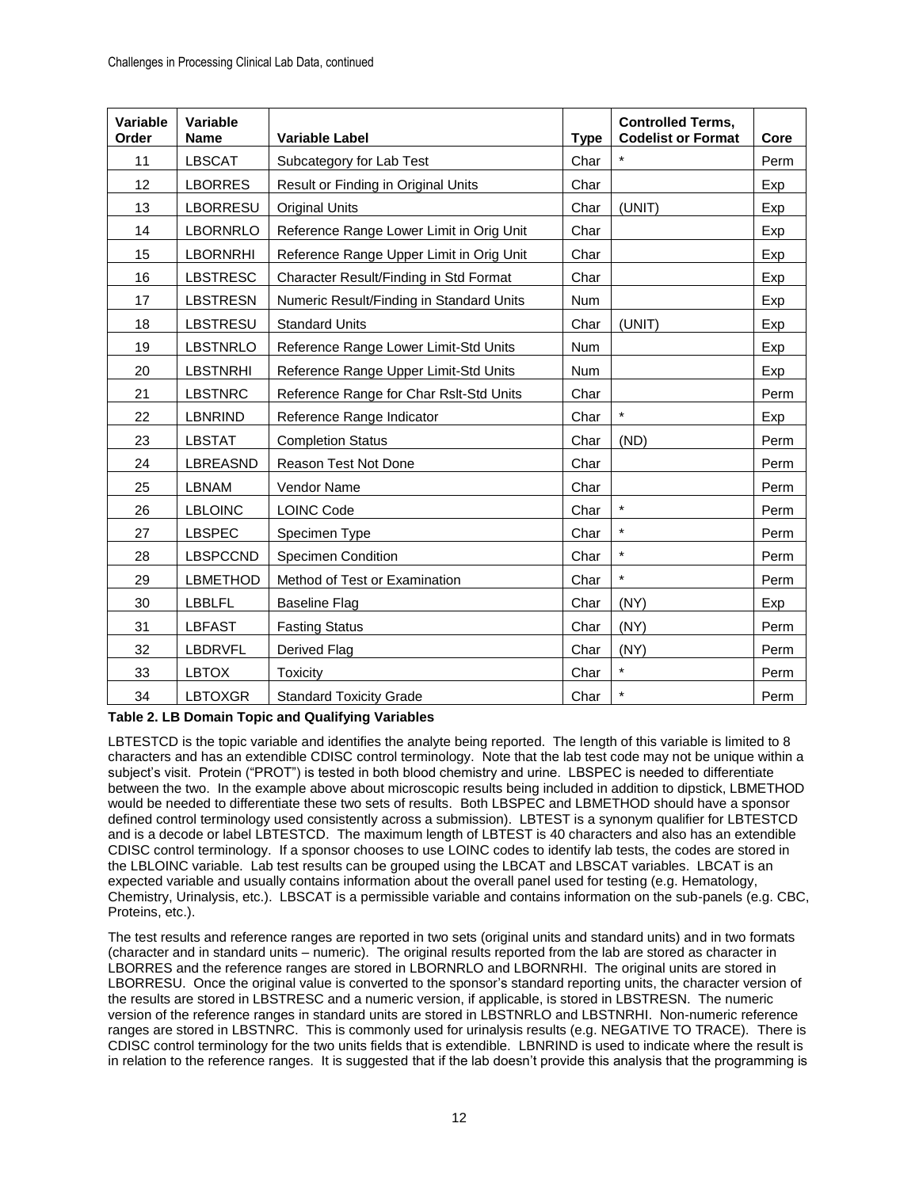| Variable Order | Variable Name | Variable Label | Type | Controlled Terms, Codelist or Format | Core |
|---|---|---|---|---|---|
| 11 | LBSCAT | Subcategory for Lab Test | Char | * | Perm |
| 12 | LBORRES | Result or Finding in Original Units | Char | | Exp |
| 13 | LBORRESU | Original Units | Char | (UNIT) | Exp |
| 14 | LBORNRLO | Reference Range Lower Limit in Orig Unit | Char | | Exp |
| 15 | LBORNRHI | Reference Range Upper Limit in Orig Unit | Char | | Exp |
| 16 | LBSTRESC | Character Result/Finding in Std Format | Char | | Exp |
| 17 | LBSTRESN | Numeric Result/Finding in Standard Units | Num | | Exp |
| 18 | LBSTRESU | Standard Units | Char | (UNIT) | Exp |
| 19 | LBSTNRLO | Reference Range Lower Limit-Std Units | Num | | Exp |
| 20 | LBSTNRHI | Reference Range Upper Limit-Std Units | Num | | Exp |
| 21 | LBSTNRC | Reference Range for Char Rslt-Std Units | Char | | Perm |
| 22 | LBNRIND | Reference Range Indicator | Char | * | Exp |
| 23 | LBSTAT | Completion Status | Char | (ND) | Perm |
| 24 | LBREASND | Reason Test Not Done | Char | | Perm |
| 25 | LBNAM | Vendor Name | Char | | Perm |
| 26 | LBLOINC | LOINC Code | Char | * | Perm |
| 27 | LBSPEC | Specimen Type | Char | * | Perm |
| 28 | LBSPCCND | Specimen Condition | Char | * | Perm |
| 29 | LBMETHOD | Method of Test or Examination | Char | * | Perm |
| 30 | LBBLFL | Baseline Flag | Char | (NY) | Exp |
| 31 | LBFAST | Fasting Status | Char | (NY) | Perm |
| 32 | LBDRVFL | Derived Flag | Char | (NY) | Perm |
| 33 | LBTOX | Toxicity | Char | * | Perm |
| 34 | LBTOXGR | Standard Toxicity Grade | Char | * | Perm |

**Table 2. LB Domain Topic and Qualifying Variables**

LBTESTCD is the topic variable and identifies the analyte being reported. The length of this variable is limited to 8 characters and has an extendible CDISC control terminology. Note that the lab test code may not be unique within a subject's visit. Protein ("PROT") is tested in both blood chemistry and urine. LBSPEC is needed to differentiate between the two. In the example above about microscopic results being included in addition to dipstick, LBMETHOD would be needed to differentiate these two sets of results. Both LBSPEC and LBMETHOD should have a sponsor defined control terminology used consistently across a submission). LBTEST is a synonym qualifier for LBTESTCD and is a decode or label LBTESTCD. The maximum length of LBTEST is 40 characters and also has an extendible CDISC control terminology. If a sponsor chooses to use LOINC codes to identify lab tests, the codes are stored in the LBLOINC variable. Lab test results can be grouped using the LBCAT and LBSCAT variables. LBCAT is an expected variable and usually contains information about the overall panel used for testing (e.g. Hematology, Chemistry, Urinalysis, etc.). LBSCAT is a permissible variable and contains information on the sub-panels (e.g. CBC, Proteins, etc.).

The test results and reference ranges are reported in two sets (original units and standard units) and in two formats (character and in standard units – numeric). The original results reported from the lab are stored as character in LBORRES and the reference ranges are stored in LBORNRLO and LBORNRHI. The original units are stored in LBORRESU. Once the original value is converted to the sponsor's standard reporting units, the character version of the results are stored in LBSTRESC and a numeric version, if applicable, is stored in LBSTRESN. The numeric version of the reference ranges in standard units are stored in LBSTNRLO and LBSTNRHI. Non-numeric reference ranges are stored in LBSTNRC. This is commonly used for urinalysis results (e.g. NEGATIVE TO TRACE). There is CDISC control terminology for the two units fields that is extendible. LBNRIND is used to indicate where the result is in relation to the reference ranges. It is suggested that if the lab doesn't provide this analysis that the programming is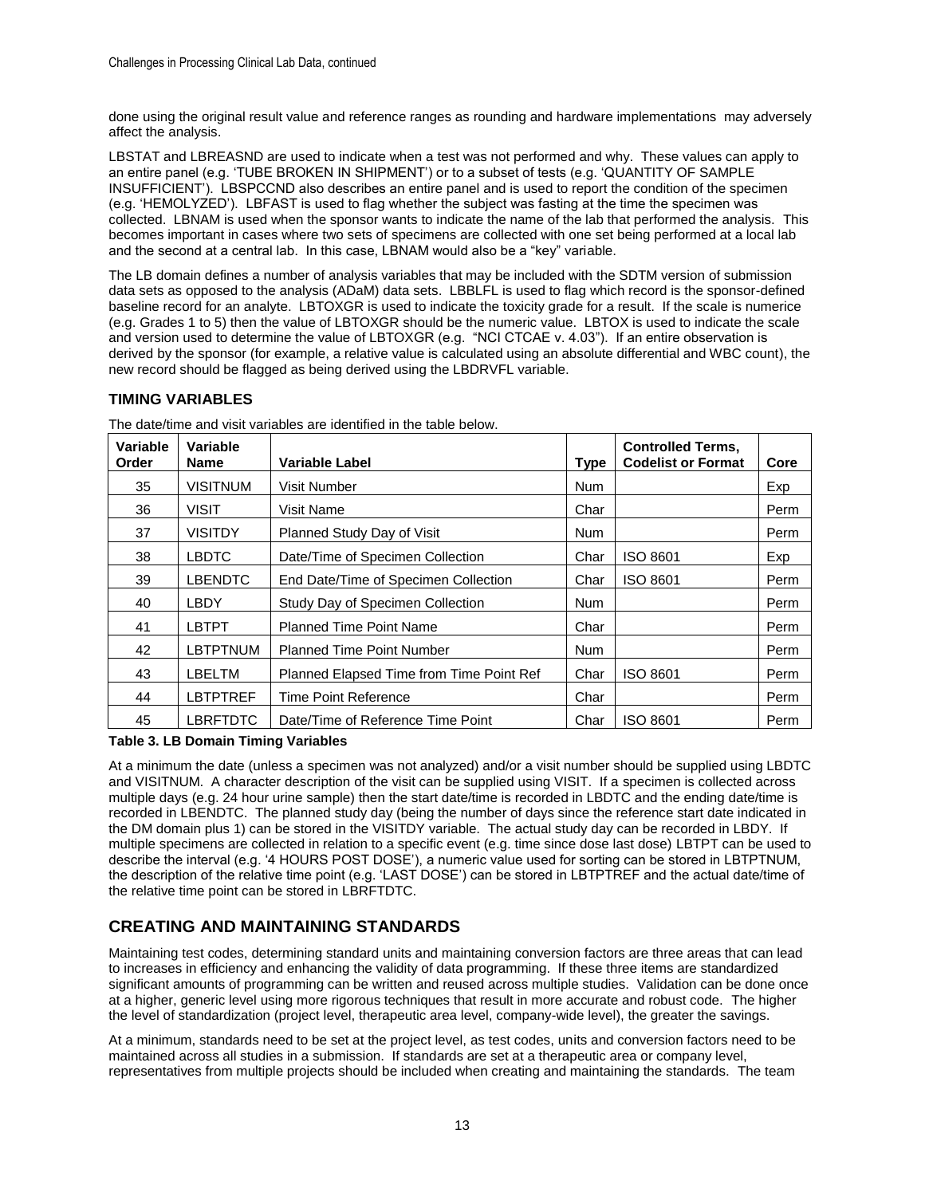done using the original result value and reference ranges as rounding and hardware implementations may adversely affect the analysis.

LBSTAT and LBREASND are used to indicate when a test was not performed and why. These values can apply to an entire panel (e.g. 'TUBE BROKEN IN SHIPMENT') or to a subset of tests (e.g. 'QUANTITY OF SAMPLE INSUFFICIENT'). LBSPCCND also describes an entire panel and is used to report the condition of the specimen (e.g. 'HEMOLYZED'). LBFAST is used to flag whether the subject was fasting at the time the specimen was collected. LBNAM is used when the sponsor wants to indicate the name of the lab that performed the analysis. This becomes important in cases where two sets of specimens are collected with one set being performed at a local lab and the second at a central lab. In this case, LBNAM would also be a "key" variable.

The LB domain defines a number of analysis variables that may be included with the SDTM version of submission data sets as opposed to the analysis (ADaM) data sets. LBBLFL is used to flag which record is the sponsor-defined baseline record for an analyte. LBTOXGR is used to indicate the toxicity grade for a result. If the scale is numerice (e.g. Grades 1 to 5) then the value of LBTOXGR should be the numeric value. LBTOX is used to indicate the scale and version used to determine the value of LBTOXGR (e.g. "NCI CTCAE v. 4.03"). If an entire observation is derived by the sponsor (for example, a relative value is calculated using an absolute differential and WBC count), the new record should be flagged as being derived using the LBDRVFL variable.

### TIMING VARIABLES

The date/time and visit variables are identified in the table below.

| Variable Order | Variable Name | Variable Label | Type | Controlled Terms, Codelist or Format | Core |
|---|---|---|---|---|---|
| 35 | VISITNUM | Visit Number | Num | | Exp |
| 36 | VISIT | Visit Name | Char | | Perm |
| 37 | VISITDY | Planned Study Day of Visit | Num | | Perm |
| 38 | LBDTC | Date/Time of Specimen Collection | Char | ISO 8601 | Exp |
| 39 | LBENDTC | End Date/Time of Specimen Collection | Char | ISO 8601 | Perm |
| 40 | LBDY | Study Day of Specimen Collection | Num | | Perm |
| 41 | LBTPT | Planned Time Point Name | Char | | Perm |
| 42 | LBTPTNUM | Planned Time Point Number | Num | | Perm |
| 43 | LBELTM | Planned Elapsed Time from Time Point Ref | Char | ISO 8601 | Perm |
| 44 | LBTPTREF | Time Point Reference | Char | | Perm |
| 45 | LBRFTDTC | Date/Time of Reference Time Point | Char | ISO 8601 | Perm |

**Table 3. LB Domain Timing Variables**

At a minimum the date (unless a specimen was not analyzed) and/or a visit number should be supplied using LBDTC and VISITNUM. A character description of the visit can be supplied using VISIT. If a specimen is collected across multiple days (e.g. 24 hour urine sample) then the start date/time is recorded in LBDTC and the ending date/time is recorded in LBENDTC. The planned study day (being the number of days since the reference start date indicated in the DM domain plus 1) can be stored in the VISITDY variable. The actual study day can be recorded in LBDY. If multiple specimens are collected in relation to a specific event (e.g. time since dose last dose) LBTPT can be used to describe the interval (e.g. '4 HOURS POST DOSE'), a numeric value used for sorting can be stored in LBTPTNUM, the description of the relative time point (e.g. 'LAST DOSE') can be stored in LBTPTREF and the actual date/time of the relative time point can be stored in LBRFTDTC.

## CREATING AND MAINTAINING STANDARDS

Maintaining test codes, determining standard units and maintaining conversion factors are three areas that can lead to increases in efficiency and enhancing the validity of data programming. If these three items are standardized significant amounts of programming can be written and reused across multiple studies. Validation can be done once at a higher, generic level using more rigorous techniques that result in more accurate and robust code. The higher the level of standardization (project level, therapeutic area level, company-wide level), the greater the savings.

At a minimum, standards need to be set at the project level, as test codes, units and conversion factors need to be maintained across all studies in a submission. If standards are set at a therapeutic area or company level, representatives from multiple projects should be included when creating and maintaining the standards. The team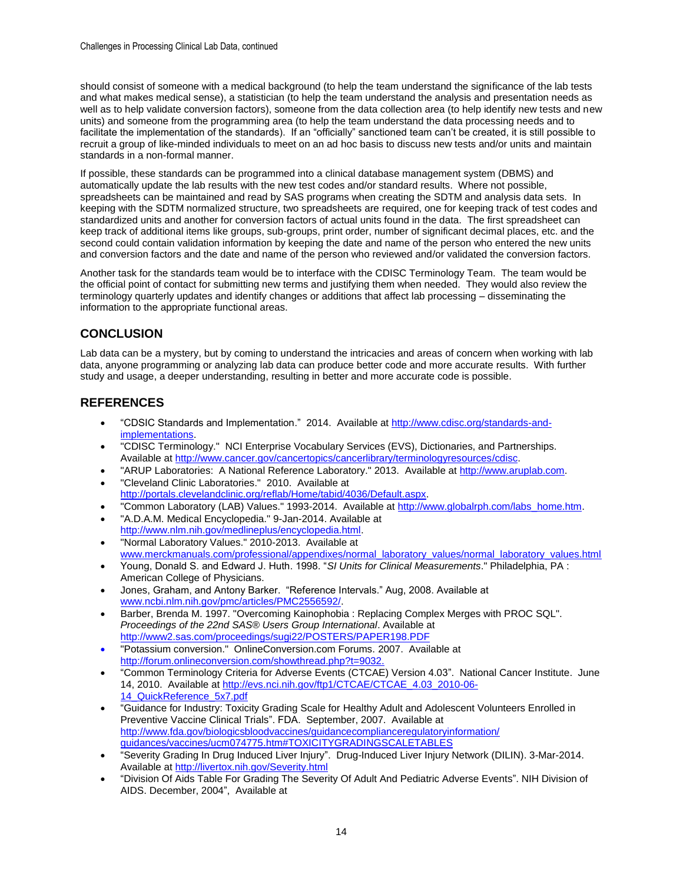should consist of someone with a medical background (to help the team understand the significance of the lab tests and what makes medical sense), a statistician (to help the team understand the analysis and presentation needs as well as to help validate conversion factors), someone from the data collection area (to help identify new tests and new units) and someone from the programming area (to help the team understand the data processing needs and to facilitate the implementation of the standards). If an "officially" sanctioned team can't be created, it is still possible to recruit a group of like-minded individuals to meet on an ad hoc basis to discuss new tests and/or units and maintain standards in a non-formal manner.

If possible, these standards can be programmed into a clinical database management system (DBMS) and automatically update the lab results with the new test codes and/or standard results. Where not possible, spreadsheets can be maintained and read by SAS programs when creating the SDTM and analysis data sets. In keeping with the SDTM normalized structure, two spreadsheets are required, one for keeping track of test codes and standardized units and another for conversion factors of actual units found in the data. The first spreadsheet can keep track of additional items like groups, sub-groups, print order, number of significant decimal places, etc. and the second could contain validation information by keeping the date and name of the person who entered the new units and conversion factors and the date and name of the person who reviewed and/or validated the conversion factors.

Another task for the standards team would be to interface with the CDISC Terminology Team. The team would be the official point of contact for submitting new terms and justifying them when needed. They would also review the terminology quarterly updates and identify changes or additions that affect lab processing – disseminating the information to the appropriate functional areas.

## CONCLUSION

Lab data can be a mystery, but by coming to understand the intricacies and areas of concern when working with lab data, anyone programming or analyzing lab data can produce better code and more accurate results. With further study and usage, a deeper understanding, resulting in better and more accurate code is possible.

## REFERENCES

- "CDSIC Standards and Implementation." 2014. Available at http://www.cdisc.org/standards-and-implementations.
- "CDISC Terminology." NCI Enterprise Vocabulary Services (EVS), Dictionaries, and Partnerships. Available at http://www.cancer.gov/cancertopics/cancerlibrary/terminologyresources/cdisc.
- "ARUP Laboratories: A National Reference Laboratory." 2013. Available at http://www.aruplab.com.
- "Cleveland Clinic Laboratories." 2010. Available at http://portals.clevelandclinic.org/reflab/Home/tabid/4036/Default.aspx.
- "Common Laboratory (LAB) Values." 1993-2014. Available at http://www.globalrph.com/labs_home.htm.
- "A.D.A.M. Medical Encyclopedia." 9-Jan-2014. Available at http://www.nlm.nih.gov/medlineplus/encyclopedia.html.
- "Normal Laboratory Values." 2010-2013. Available at www.merckmanuals.com/professional/appendixes/normal_laboratory_values/normal_laboratory_values.html
- Young, Donald S. and Edward J. Huth. 1998. "*SI Units for Clinical Measurements*." Philadelphia, PA : American College of Physicians.
- Jones, Graham, and Antony Barker. "Reference Intervals." Aug, 2008. Available at www.ncbi.nlm.nih.gov/pmc/articles/PMC2556592/.
- Barber, Brenda M. 1997. "Overcoming Kainophobia : Replacing Complex Merges with PROC SQL". *Proceedings of the 22nd SAS® Users Group International*. Available at http://www2.sas.com/proceedings/sugi22/POSTERS/PAPER198.PDF
- "Potassium conversion." OnlineConversion.com Forums. 2007. Available at http://forum.onlineconversion.com/showthread.php?t=9032.
- "Common Terminology Criteria for Adverse Events (CTCAE) Version 4.03". National Cancer Institute. June 14, 2010. Available at http://evs.nci.nih.gov/ftp1/CTCAE/CTCAE_4.03_2010-06-14_QuickReference_5x7.pdf
- "Guidance for Industry: Toxicity Grading Scale for Healthy Adult and Adolescent Volunteers Enrolled in Preventive Vaccine Clinical Trials". FDA. September, 2007. Available at http://www.fda.gov/biologicsbloodvaccines/guidancecomplianceregulatoryinformation/guidances/vaccines/ucm074775.htm#TOXICITYGRADINGSCALETABLES
- "Severity Grading In Drug Induced Liver Injury". Drug-Induced Liver Injury Network (DILIN). 3-Mar-2014. Available at http://livertox.nih.gov/Severity.html
- "Division Of Aids Table For Grading The Severity Of Adult And Pediatric Adverse Events". NIH Division of AIDS. December, 2004", Available at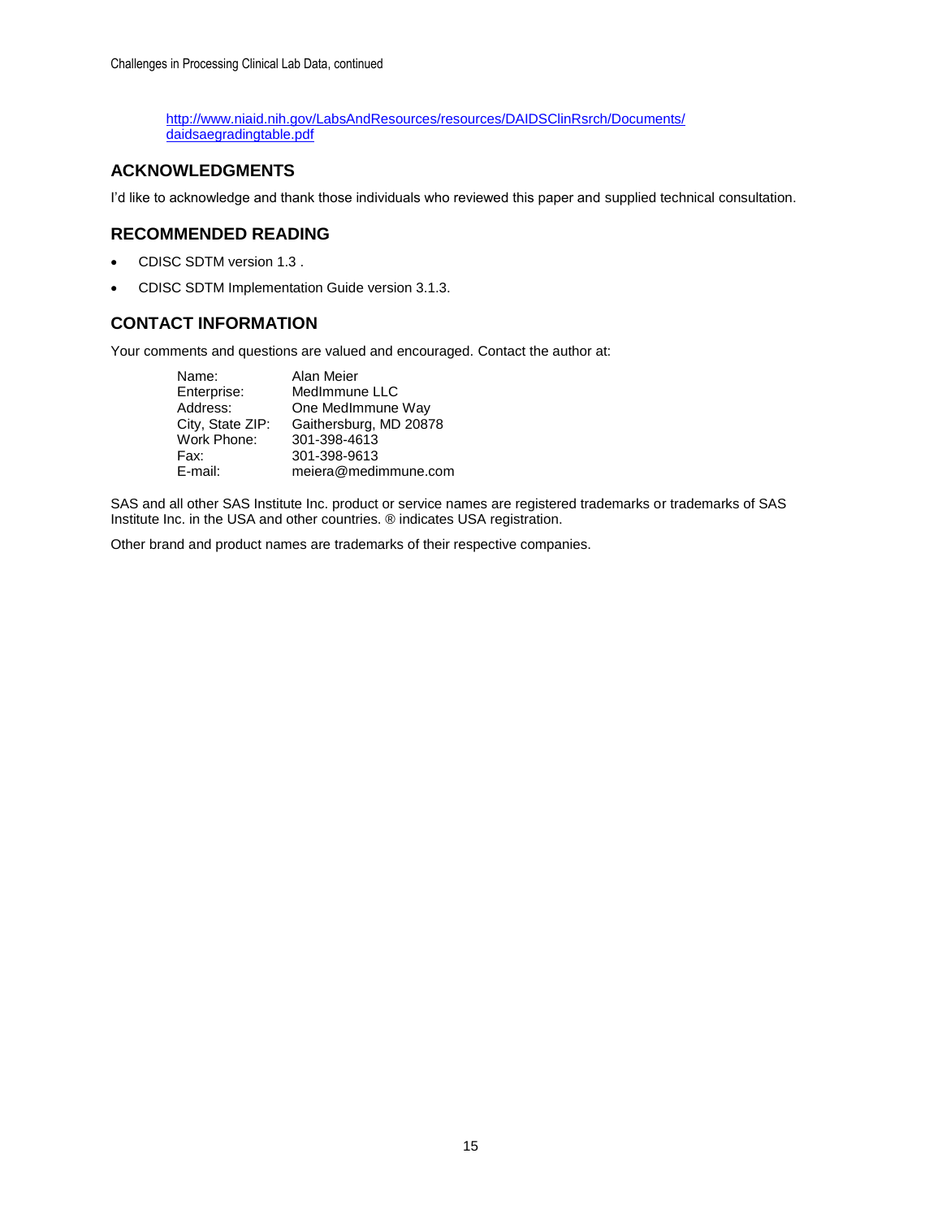[http://www.niaid.nih.gov/LabsAndResources/resources/DAIDSClinRsrch/Documents/daidsaegradingtable.pdf](http://www.niaid.nih.gov/LabsAndResources/resources/DAIDSClinRsrch/Documents/daidsaegradingtable.pdf)

## ACKNOWLEDGMENTS

I'd like to acknowledge and thank those individuals who reviewed this paper and supplied technical consultation.

## RECOMMENDED READING

- CDISC SDTM version 1.3 .
- CDISC SDTM Implementation Guide version 3.1.3.

## CONTACT INFORMATION

Your comments and questions are valued and encouraged. Contact the author at:

| | |
|---|---|
| Name: | Alan Meier |
| Enterprise: | MedImmune LLC |
| Address: | One MedImmune Way |
| City, State ZIP: | Gaithersburg, MD 20878 |
| Work Phone: | 301-398-4613 |
| Fax: | 301-398-9613 |
| E-mail: | meiera@medimmune.com |

SAS and all other SAS Institute Inc. product or service names are registered trademarks or trademarks of SAS Institute Inc. in the USA and other countries. ® indicates USA registration.

Other brand and product names are trademarks of their respective companies.